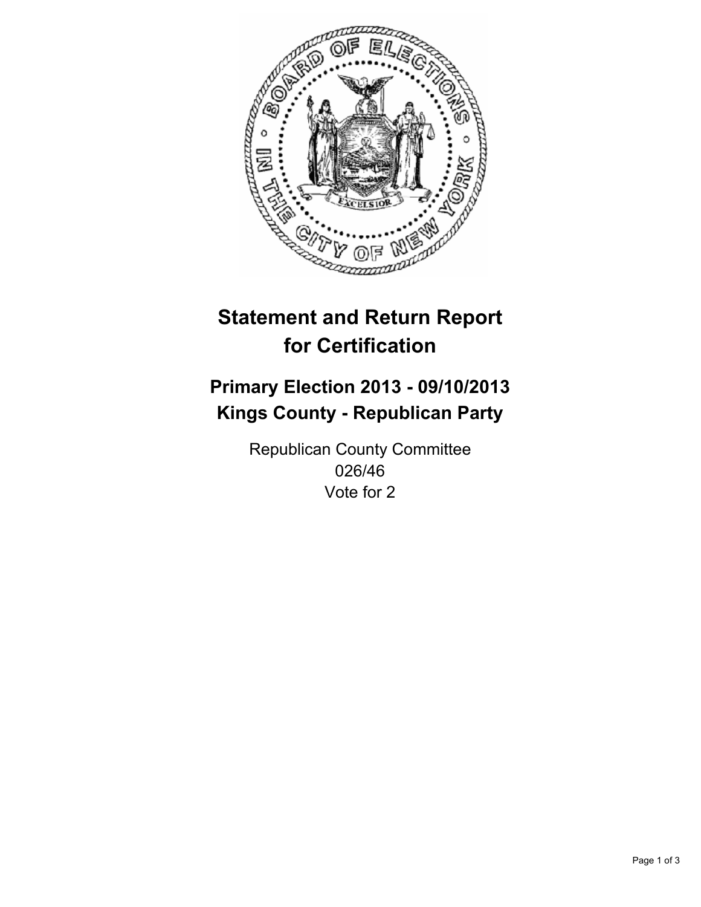# Statement and Return Report for Certification

## Primary Election 2013 - 09/10/2013
## Kings County - Republican Party

Republican County Committee
026/46
Vote for 2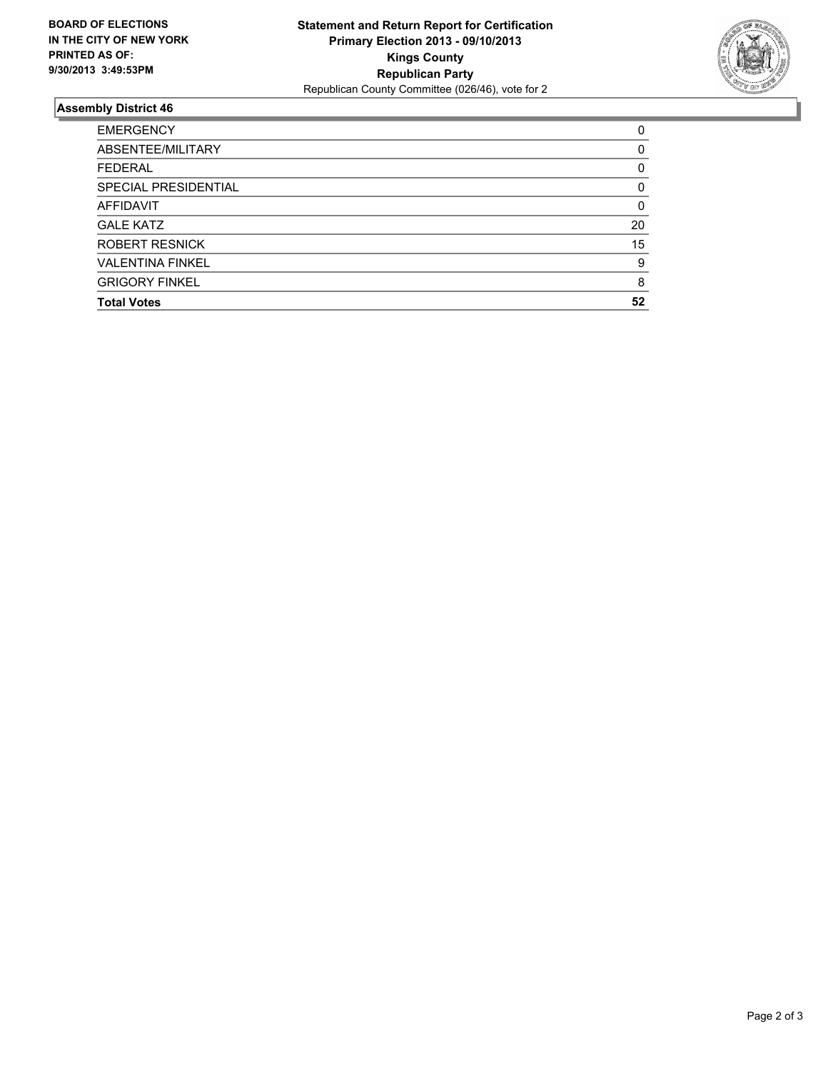**BOARD OF ELECTIONS IN THE CITY OF NEW YORK PRINTED AS OF: 9/30/2013 3:49:53PM**

**Statement and Return Report for Certification**
**Primary Election 2013 - 09/10/2013**
**Kings County**
**Republican Party**
Republican County Committee (026/46), vote for 2

## Assembly District 46

| | |
|---|---|
| EMERGENCY | 0 |
| ABSENTEE/MILITARY | 0 |
| FEDERAL | 0 |
| SPECIAL PRESIDENTIAL | 0 |
| AFFIDAVIT | 0 |
| GALE KATZ | 20 |
| ROBERT RESNICK | 15 |
| VALENTINA FINKEL | 9 |
| GRIGORY FINKEL | 8 |
| **Total Votes** | **52** |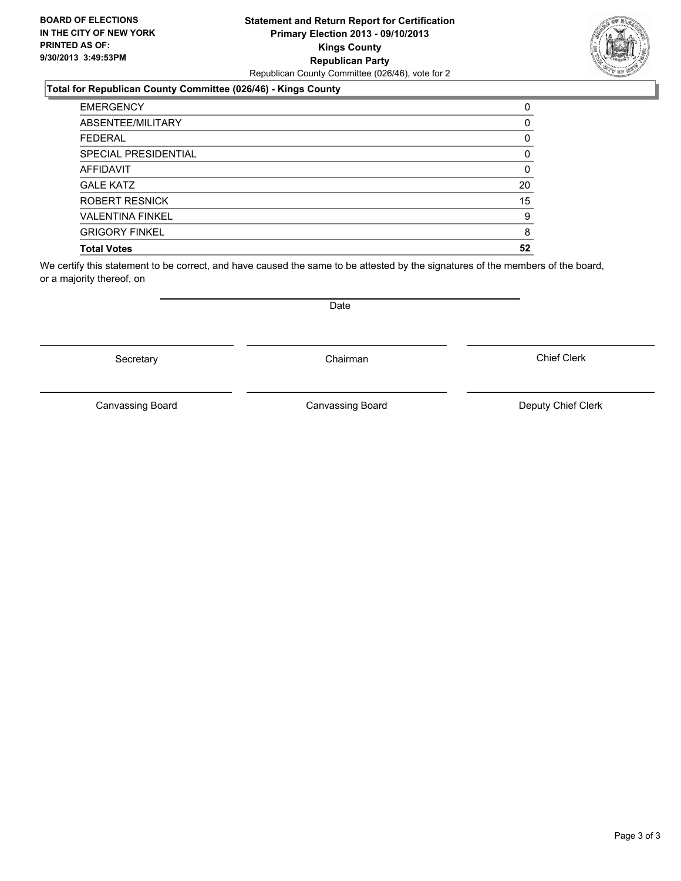**BOARD OF ELECTIONS IN THE CITY OF NEW YORK PRINTED AS OF: 9/30/2013 3:49:53PM**

**Statement and Return Report for Certification**
**Primary Election 2013 - 09/10/2013**
**Kings County**
**Republican Party**
Republican County Committee (026/46), vote for 2

**Total for Republican County Committee (026/46) - Kings County**

| | |
|---|---|
| EMERGENCY | 0 |
| ABSENTEE/MILITARY | 0 |
| FEDERAL | 0 |
| SPECIAL PRESIDENTIAL | 0 |
| AFFIDAVIT | 0 |
| GALE KATZ | 20 |
| ROBERT RESNICK | 15 |
| VALENTINA FINKEL | 9 |
| GRIGORY FINKEL | 8 |
| **Total Votes** | **52** |

We certify this statement to be correct, and have caused the same to be attested by the signatures of the members of the board, or a majority thereof, on

Date

Secretary

Chairman

Chief Clerk

Canvassing Board

Canvassing Board

Deputy Chief Clerk